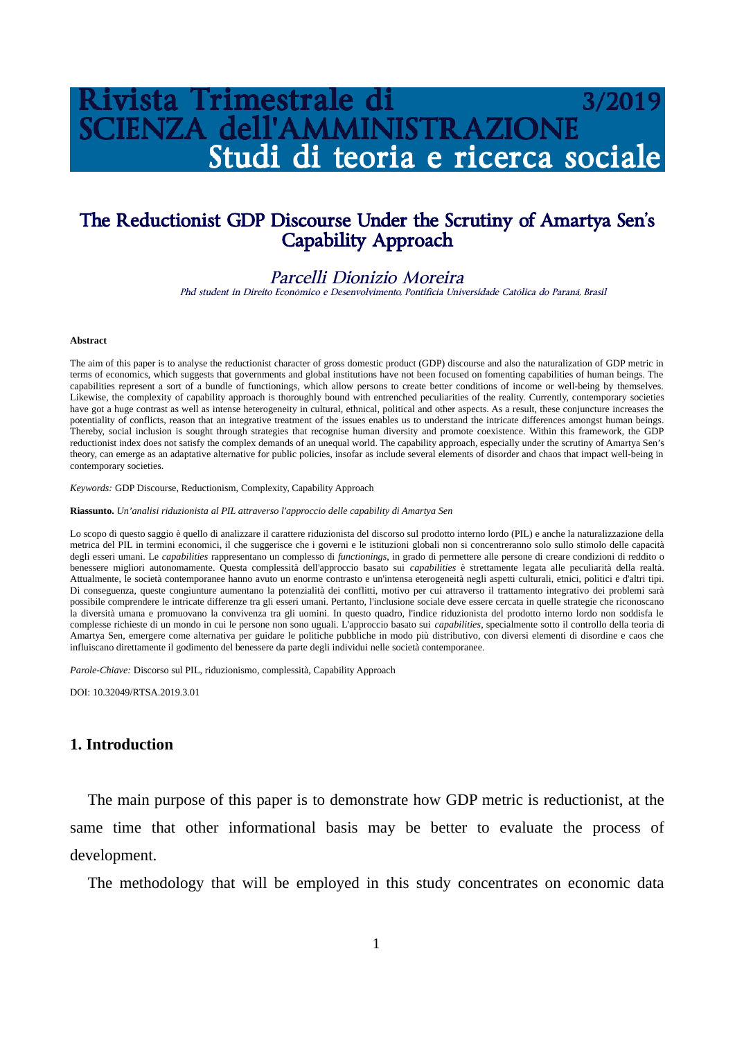# Rivista Trimestrale di SCIENZA dell'AMMINISTRAZIONE 3/2019
## Studi di teoria e ricerca sociale

# The Reductionist GDP Discourse Under the Scrutiny of Amartya Sen's Capability Approach

*Parcelli Dionizio Moreira*

*Phd student in Direito Econômico e Desenvolvimento, Pontifícia Universidade Católica do Paraná, Brasil*

**Abstract**

The aim of this paper is to analyse the reductionist character of gross domestic product (GDP) discourse and also the naturalization of GDP metric in terms of economics, which suggests that governments and global institutions have not been focused on fomenting capabilities of human beings. The capabilities represent a sort of a bundle of functionings, which allow persons to create better conditions of income or well-being by themselves. Likewise, the complexity of capability approach is thoroughly bound with entrenched peculiarities of the reality. Currently, contemporary societies have got a huge contrast as well as intense heterogeneity in cultural, ethnical, political and other aspects. As a result, these conjuncture increases the potentiality of conflicts, reason that an integrative treatment of the issues enables us to understand the intricate differences amongst human beings. Thereby, social inclusion is sought through strategies that recognise human diversity and promote coexistence. Within this framework, the GDP reductionist index does not satisfy the complex demands of an unequal world. The capability approach, especially under the scrutiny of Amartya Sen's theory, can emerge as an adaptative alternative for public policies, insofar as include several elements of disorder and chaos that impact well-being in contemporary societies.

*Keywords:* GDP Discourse, Reductionism, Complexity, Capability Approach

**Riassunto.** *Un'analisi riduzionista al PIL attraverso l'approccio delle capability di Amartya Sen*

Lo scopo di questo saggio è quello di analizzare il carattere riduzionista del discorso sul prodotto interno lordo (PIL) e anche la naturalizzazione della metrica del PIL in termini economici, il che suggerisce che i governi e le istituzioni globali non si concentreranno solo sullo stimolo delle capacità degli esseri umani. Le *capabilities* rappresentano un complesso di *functionings*, in grado di permettere alle persone di creare condizioni di reddito o benessere migliori autonomamente. Questa complessità dell'approccio basato sui *capabilities* è strettamente legata alle peculiarità della realtà. Attualmente, le società contemporanee hanno avuto un enorme contrasto e un'intensa eterogeneità negli aspetti culturali, etnici, politici e d'altri tipi. Di conseguenza, queste congiunture aumentano la potenzialità dei conflitti, motivo per cui attraverso il trattamento integrativo dei problemi sarà possibile comprendere le intricate differenze tra gli esseri umani. Pertanto, l'inclusione sociale deve essere cercata in quelle strategie che riconoscano la diversità umana e promuovano la convivenza tra gli uomini. In questo quadro, l'indice riduzionista del prodotto interno lordo non soddisfa le complesse richieste di un mondo in cui le persone non sono uguali. L'approccio basato sui *capabilities*, specialmente sotto il controllo della teoria di Amartya Sen, emergere come alternativa per guidare le politiche pubbliche in modo più distributivo, con diversi elementi di disordine e caos che influiscano direttamente il godimento del benessere da parte degli individui nelle società contemporanee.

*Parole-Chiave:* Discorso sul PIL, riduzionismo, complessità, Capability Approach

DOI: 10.32049/RTSA.2019.3.01

## 1. Introduction

The main purpose of this paper is to demonstrate how GDP metric is reductionist, at the same time that other informational basis may be better to evaluate the process of development.

The methodology that will be employed in this study concentrates on economic data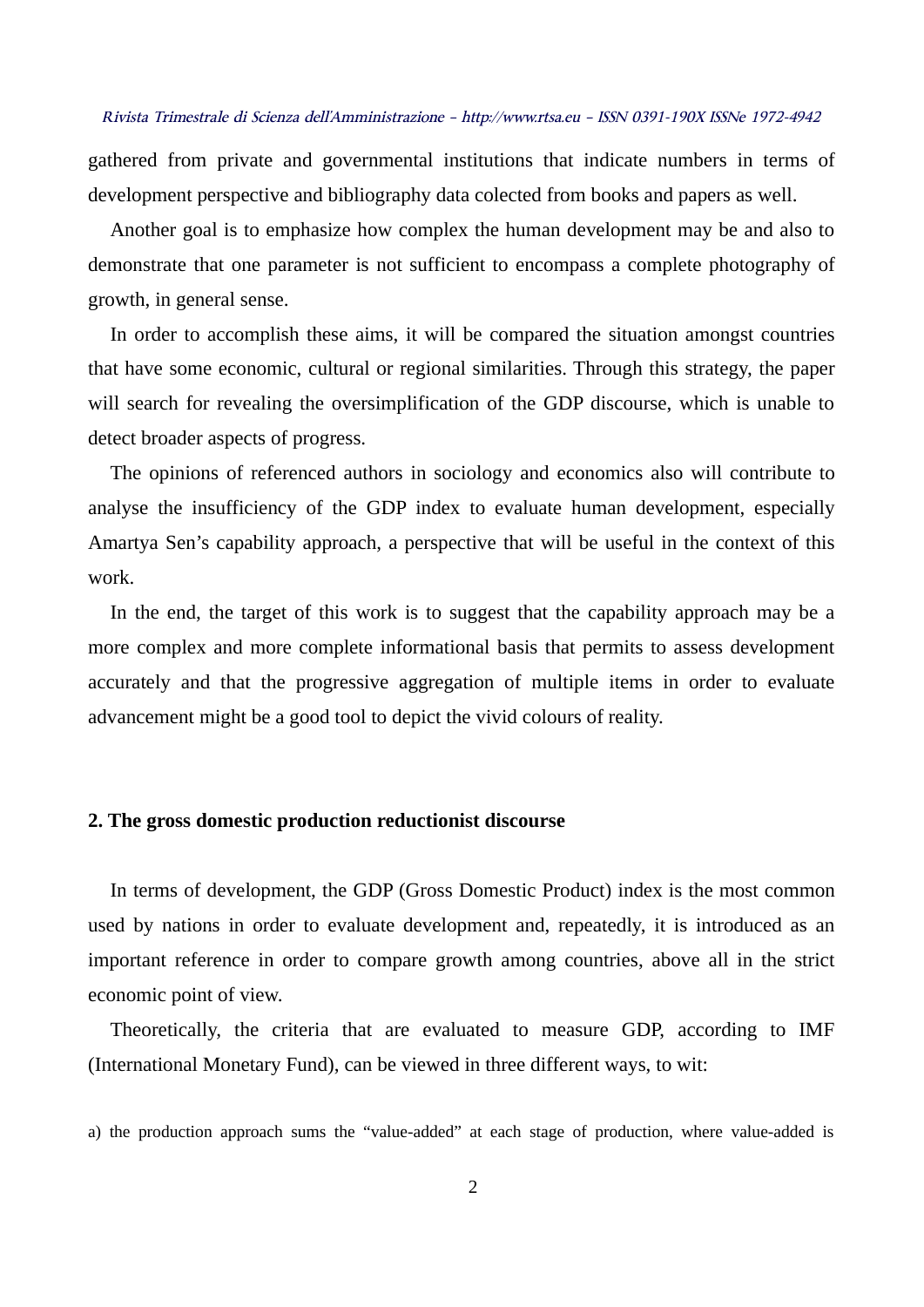gathered from private and governmental institutions that indicate numbers in terms of development perspective and bibliography data colected from books and papers as well.

Another goal is to emphasize how complex the human development may be and also to demonstrate that one parameter is not sufficient to encompass a complete photography of growth, in general sense.

In order to accomplish these aims, it will be compared the situation amongst countries that have some economic, cultural or regional similarities. Through this strategy, the paper will search for revealing the oversimplification of the GDP discourse, which is unable to detect broader aspects of progress.

The opinions of referenced authors in sociology and economics also will contribute to analyse the insufficiency of the GDP index to evaluate human development, especially Amartya Sen's capability approach, a perspective that will be useful in the context of this work.

In the end, the target of this work is to suggest that the capability approach may be a more complex and more complete informational basis that permits to assess development accurately and that the progressive aggregation of multiple items in order to evaluate advancement might be a good tool to depict the vivid colours of reality.

## 2. The gross domestic production reductionist discourse

In terms of development, the GDP (Gross Domestic Product) index is the most common used by nations in order to evaluate development and, repeatedly, it is introduced as an important reference in order to compare growth among countries, above all in the strict economic point of view.

Theoretically, the criteria that are evaluated to measure GDP, according to IMF (International Monetary Fund), can be viewed in three different ways, to wit:

a) the production approach sums the "value-added" at each stage of production, where value-added is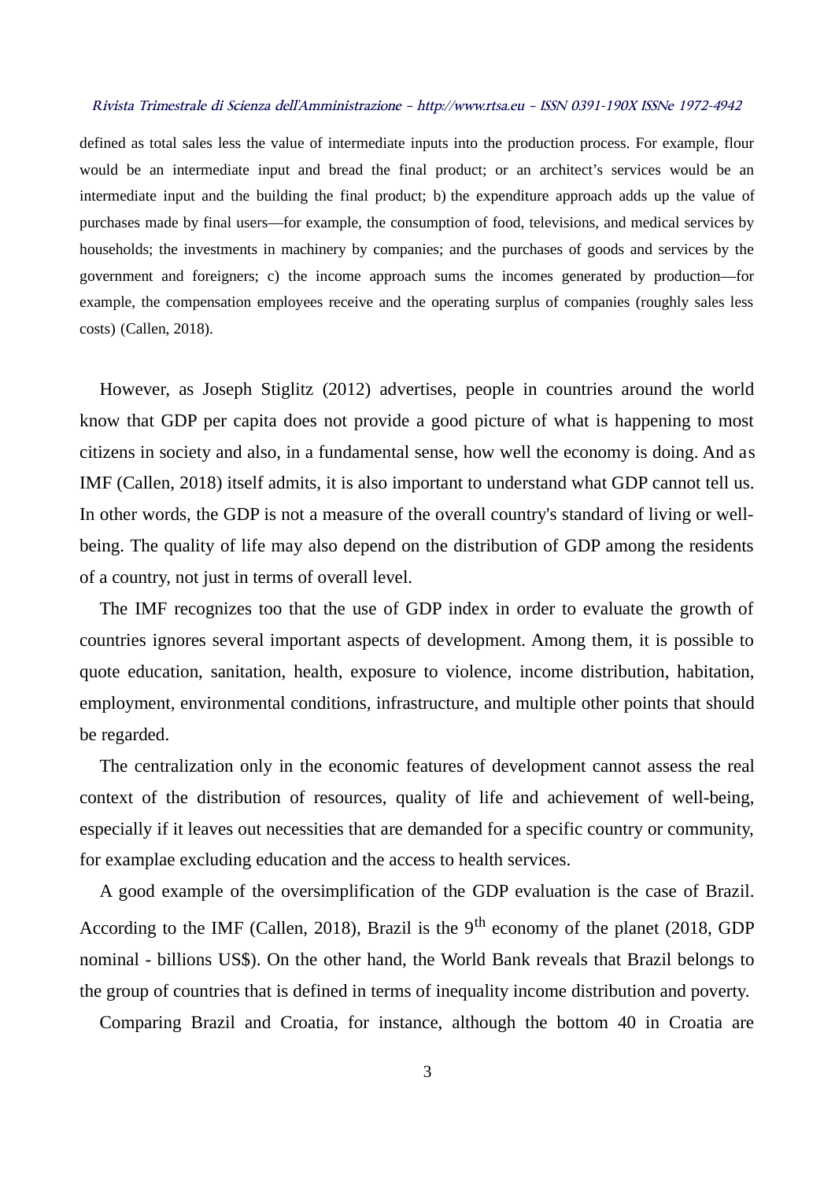defined as total sales less the value of intermediate inputs into the production process. For example, flour would be an intermediate input and bread the final product; or an architect's services would be an intermediate input and the building the final product; b) the expenditure approach adds up the value of purchases made by final users—for example, the consumption of food, televisions, and medical services by households; the investments in machinery by companies; and the purchases of goods and services by the government and foreigners; c) the income approach sums the incomes generated by production—for example, the compensation employees receive and the operating surplus of companies (roughly sales less costs) (Callen, 2018).

However, as Joseph Stiglitz (2012) advertises, people in countries around the world know that GDP per capita does not provide a good picture of what is happening to most citizens in society and also, in a fundamental sense, how well the economy is doing. And as IMF (Callen, 2018) itself admits, it is also important to understand what GDP cannot tell us. In other words, the GDP is not a measure of the overall country's standard of living or well-being. The quality of life may also depend on the distribution of GDP among the residents of a country, not just in terms of overall level.

The IMF recognizes too that the use of GDP index in order to evaluate the growth of countries ignores several important aspects of development. Among them, it is possible to quote education, sanitation, health, exposure to violence, income distribution, habitation, employment, environmental conditions, infrastructure, and multiple other points that should be regarded.

The centralization only in the economic features of development cannot assess the real context of the distribution of resources, quality of life and achievement of well-being, especially if it leaves out necessities that are demanded for a specific country or community, for examplae excluding education and the access to health services.

A good example of the oversimplification of the GDP evaluation is the case of Brazil. According to the IMF (Callen, 2018), Brazil is the 9th economy of the planet (2018, GDP nominal - billions US$). On the other hand, the World Bank reveals that Brazil belongs to the group of countries that is defined in terms of inequality income distribution and poverty.

Comparing Brazil and Croatia, for instance, although the bottom 40 in Croatia are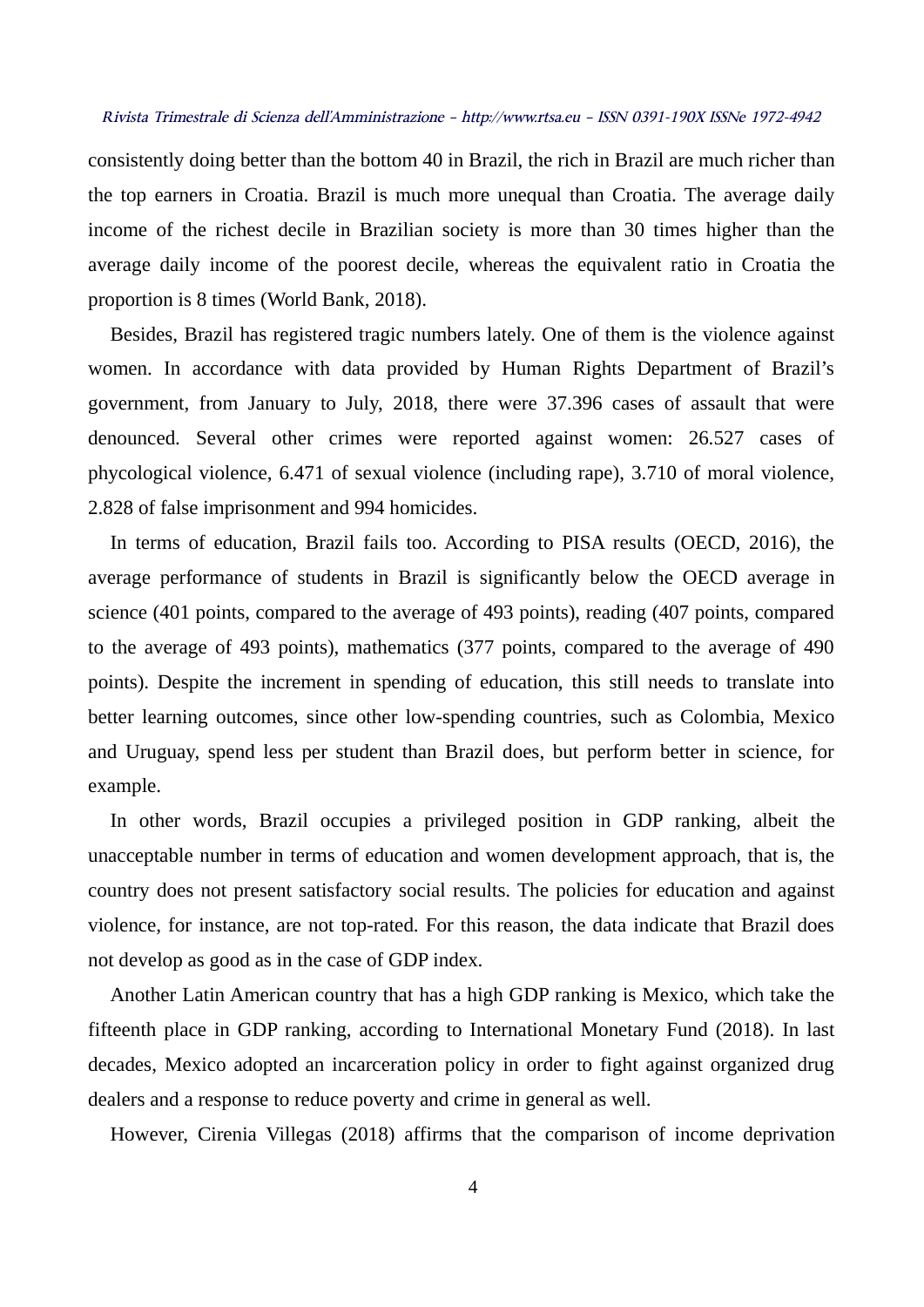consistently doing better than the bottom 40 in Brazil, the rich in Brazil are much richer than the top earners in Croatia. Brazil is much more unequal than Croatia. The average daily income of the richest decile in Brazilian society is more than 30 times higher than the average daily income of the poorest decile, whereas the equivalent ratio in Croatia the proportion is 8 times (World Bank, 2018).

Besides, Brazil has registered tragic numbers lately. One of them is the violence against women. In accordance with data provided by Human Rights Department of Brazil's government, from January to July, 2018, there were 37.396 cases of assault that were denounced. Several other crimes were reported against women: 26.527 cases of phycological violence, 6.471 of sexual violence (including rape), 3.710 of moral violence, 2.828 of false imprisonment and 994 homicides.

In terms of education, Brazil fails too. According to PISA results (OECD, 2016), the average performance of students in Brazil is significantly below the OECD average in science (401 points, compared to the average of 493 points), reading (407 points, compared to the average of 493 points), mathematics (377 points, compared to the average of 490 points). Despite the increment in spending of education, this still needs to translate into better learning outcomes, since other low-spending countries, such as Colombia, Mexico and Uruguay, spend less per student than Brazil does, but perform better in science, for example.

In other words, Brazil occupies a privileged position in GDP ranking, albeit the unacceptable number in terms of education and women development approach, that is, the country does not present satisfactory social results. The policies for education and against violence, for instance, are not top-rated. For this reason, the data indicate that Brazil does not develop as good as in the case of GDP index.

Another Latin American country that has a high GDP ranking is Mexico, which take the fifteenth place in GDP ranking, according to International Monetary Fund (2018). In last decades, Mexico adopted an incarceration policy in order to fight against organized drug dealers and a response to reduce poverty and crime in general as well.

However, Cirenia Villegas (2018) affirms that the comparison of income deprivation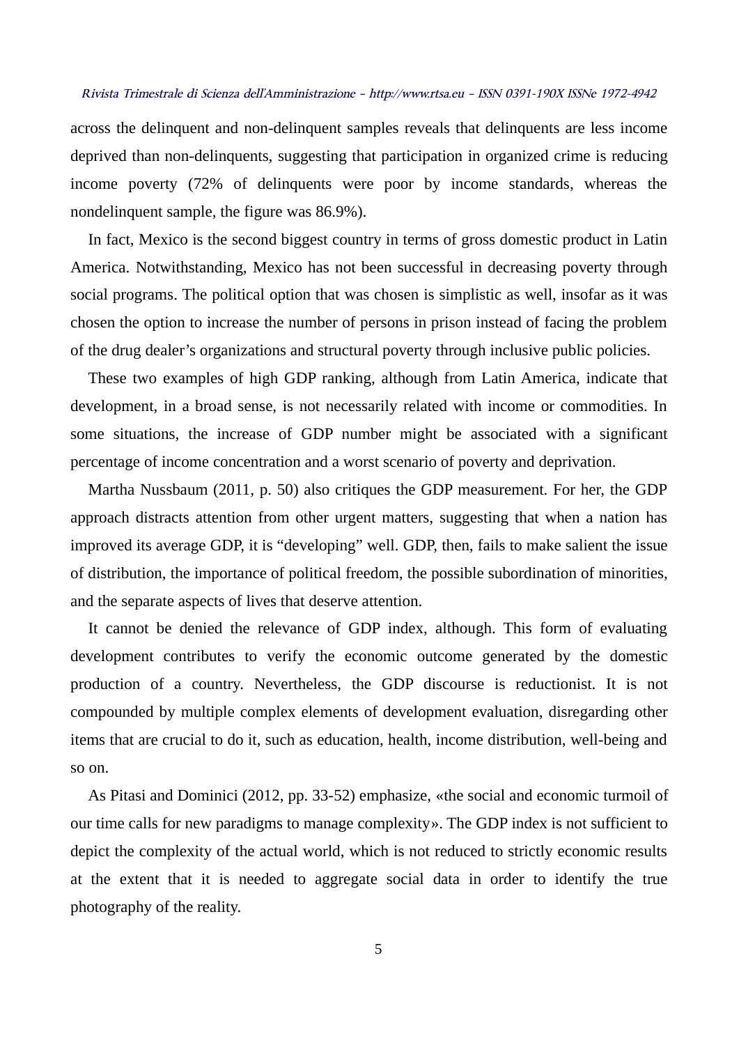across the delinquent and non-delinquent samples reveals that delinquents are less income deprived than non-delinquents, suggesting that participation in organized crime is reducing income poverty (72% of delinquents were poor by income standards, whereas the nondelinquent sample, the figure was 86.9%).

In fact, Mexico is the second biggest country in terms of gross domestic product in Latin America. Notwithstanding, Mexico has not been successful in decreasing poverty through social programs. The political option that was chosen is simplistic as well, insofar as it was chosen the option to increase the number of persons in prison instead of facing the problem of the drug dealer's organizations and structural poverty through inclusive public policies.

These two examples of high GDP ranking, although from Latin America, indicate that development, in a broad sense, is not necessarily related with income or commodities. In some situations, the increase of GDP number might be associated with a significant percentage of income concentration and a worst scenario of poverty and deprivation.

Martha Nussbaum (2011, p. 50) also critiques the GDP measurement. For her, the GDP approach distracts attention from other urgent matters, suggesting that when a nation has improved its average GDP, it is "developing" well. GDP, then, fails to make salient the issue of distribution, the importance of political freedom, the possible subordination of minorities, and the separate aspects of lives that deserve attention.

It cannot be denied the relevance of GDP index, although. This form of evaluating development contributes to verify the economic outcome generated by the domestic production of a country. Nevertheless, the GDP discourse is reductionist. It is not compounded by multiple complex elements of development evaluation, disregarding other items that are crucial to do it, such as education, health, income distribution, well-being and so on.

As Pitasi and Dominici (2012, pp. 33-52) emphasize, «the social and economic turmoil of our time calls for new paradigms to manage complexity». The GDP index is not sufficient to depict the complexity of the actual world, which is not reduced to strictly economic results at the extent that it is needed to aggregate social data in order to identify the true photography of the reality.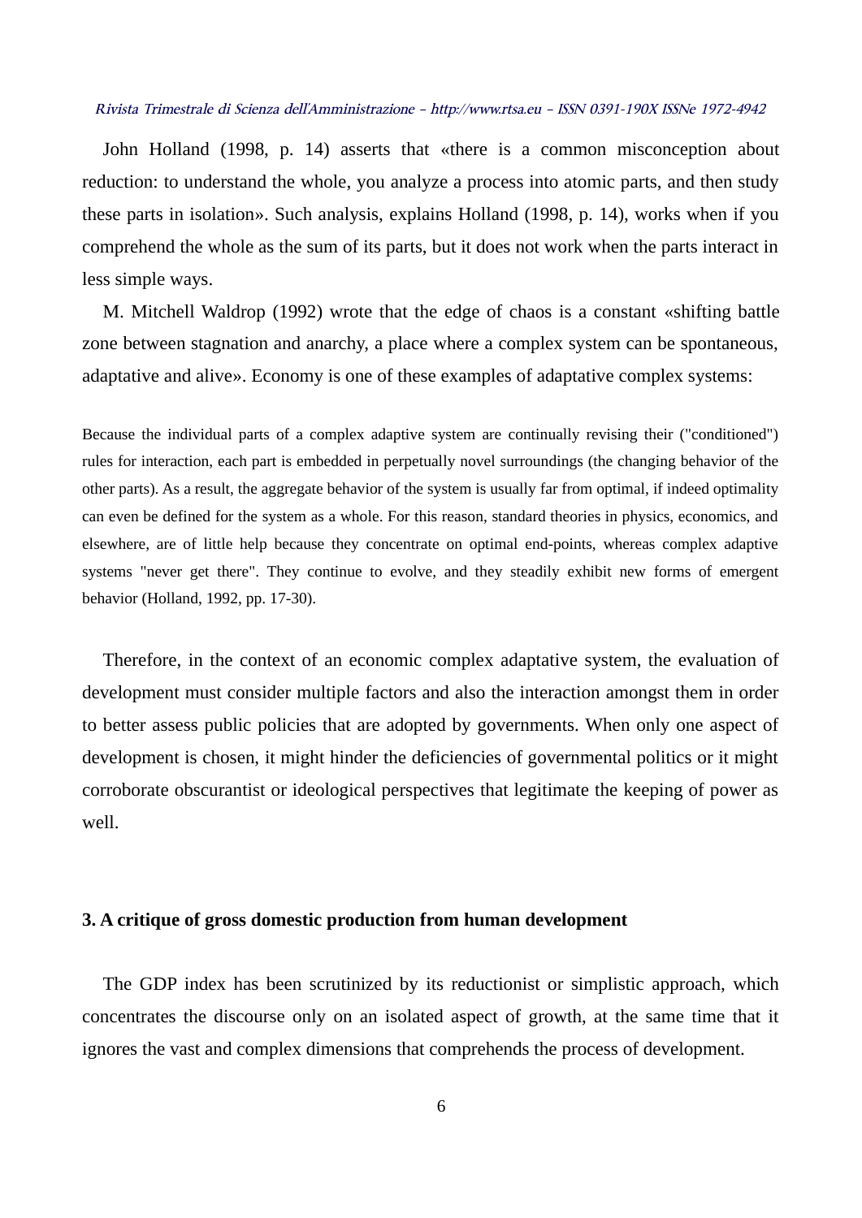John Holland (1998, p. 14) asserts that «there is a common misconception about reduction: to understand the whole, you analyze a process into atomic parts, and then study these parts in isolation». Such analysis, explains Holland (1998, p. 14), works when if you comprehend the whole as the sum of its parts, but it does not work when the parts interact in less simple ways.

M. Mitchell Waldrop (1992) wrote that the edge of chaos is a constant «shifting battle zone between stagnation and anarchy, a place where a complex system can be spontaneous, adaptative and alive». Economy is one of these examples of adaptative complex systems:

> Because the individual parts of a complex adaptive system are continually revising their ("conditioned") rules for interaction, each part is embedded in perpetually novel surroundings (the changing behavior of the other parts). As a result, the aggregate behavior of the system is usually far from optimal, if indeed optimality can even be defined for the system as a whole. For this reason, standard theories in physics, economics, and elsewhere, are of little help because they concentrate on optimal end-points, whereas complex adaptive systems "never get there". They continue to evolve, and they steadily exhibit new forms of emergent behavior (Holland, 1992, pp. 17-30).

Therefore, in the context of an economic complex adaptative system, the evaluation of development must consider multiple factors and also the interaction amongst them in order to better assess public policies that are adopted by governments. When only one aspect of development is chosen, it might hinder the deficiencies of governmental politics or it might corroborate obscurantist or ideological perspectives that legitimate the keeping of power as well.

## 3. A critique of gross domestic production from human development

The GDP index has been scrutinized by its reductionist or simplistic approach, which concentrates the discourse only on an isolated aspect of growth, at the same time that it ignores the vast and complex dimensions that comprehends the process of development.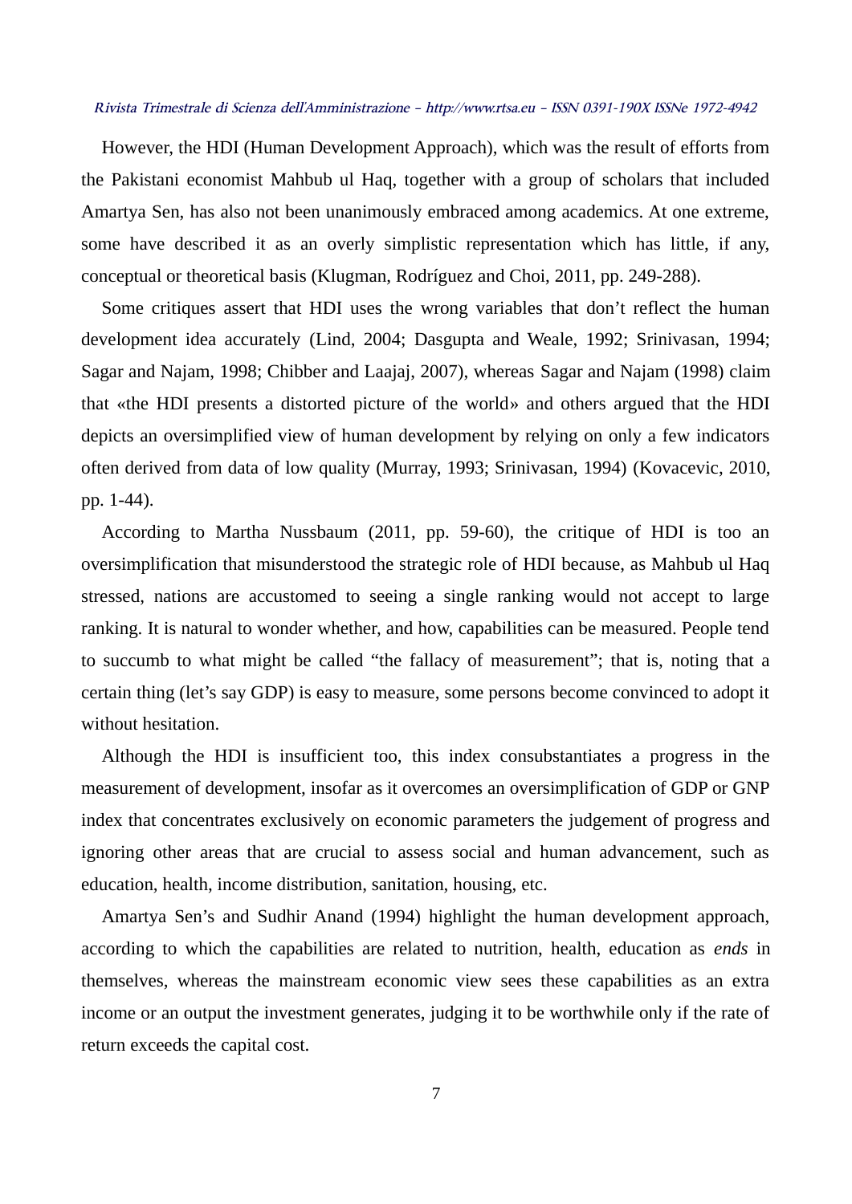However, the HDI (Human Development Approach), which was the result of efforts from the Pakistani economist Mahbub ul Haq, together with a group of scholars that included Amartya Sen, has also not been unanimously embraced among academics. At one extreme, some have described it as an overly simplistic representation which has little, if any, conceptual or theoretical basis (Klugman, Rodríguez and Choi, 2011, pp. 249-288).

Some critiques assert that HDI uses the wrong variables that don't reflect the human development idea accurately (Lind, 2004; Dasgupta and Weale, 1992; Srinivasan, 1994; Sagar and Najam, 1998; Chibber and Laajaj, 2007), whereas Sagar and Najam (1998) claim that «the HDI presents a distorted picture of the world» and others argued that the HDI depicts an oversimplified view of human development by relying on only a few indicators often derived from data of low quality (Murray, 1993; Srinivasan, 1994) (Kovacevic, 2010, pp. 1-44).

According to Martha Nussbaum (2011, pp. 59-60), the critique of HDI is too an oversimplification that misunderstood the strategic role of HDI because, as Mahbub ul Haq stressed, nations are accustomed to seeing a single ranking would not accept to large ranking. It is natural to wonder whether, and how, capabilities can be measured. People tend to succumb to what might be called "the fallacy of measurement"; that is, noting that a certain thing (let's say GDP) is easy to measure, some persons become convinced to adopt it without hesitation.

Although the HDI is insufficient too, this index consubstantiates a progress in the measurement of development, insofar as it overcomes an oversimplification of GDP or GNP index that concentrates exclusively on economic parameters the judgement of progress and ignoring other areas that are crucial to assess social and human advancement, such as education, health, income distribution, sanitation, housing, etc.

Amartya Sen's and Sudhir Anand (1994) highlight the human development approach, according to which the capabilities are related to nutrition, health, education as *ends* in themselves, whereas the mainstream economic view sees these capabilities as an extra income or an output the investment generates, judging it to be worthwhile only if the rate of return exceeds the capital cost.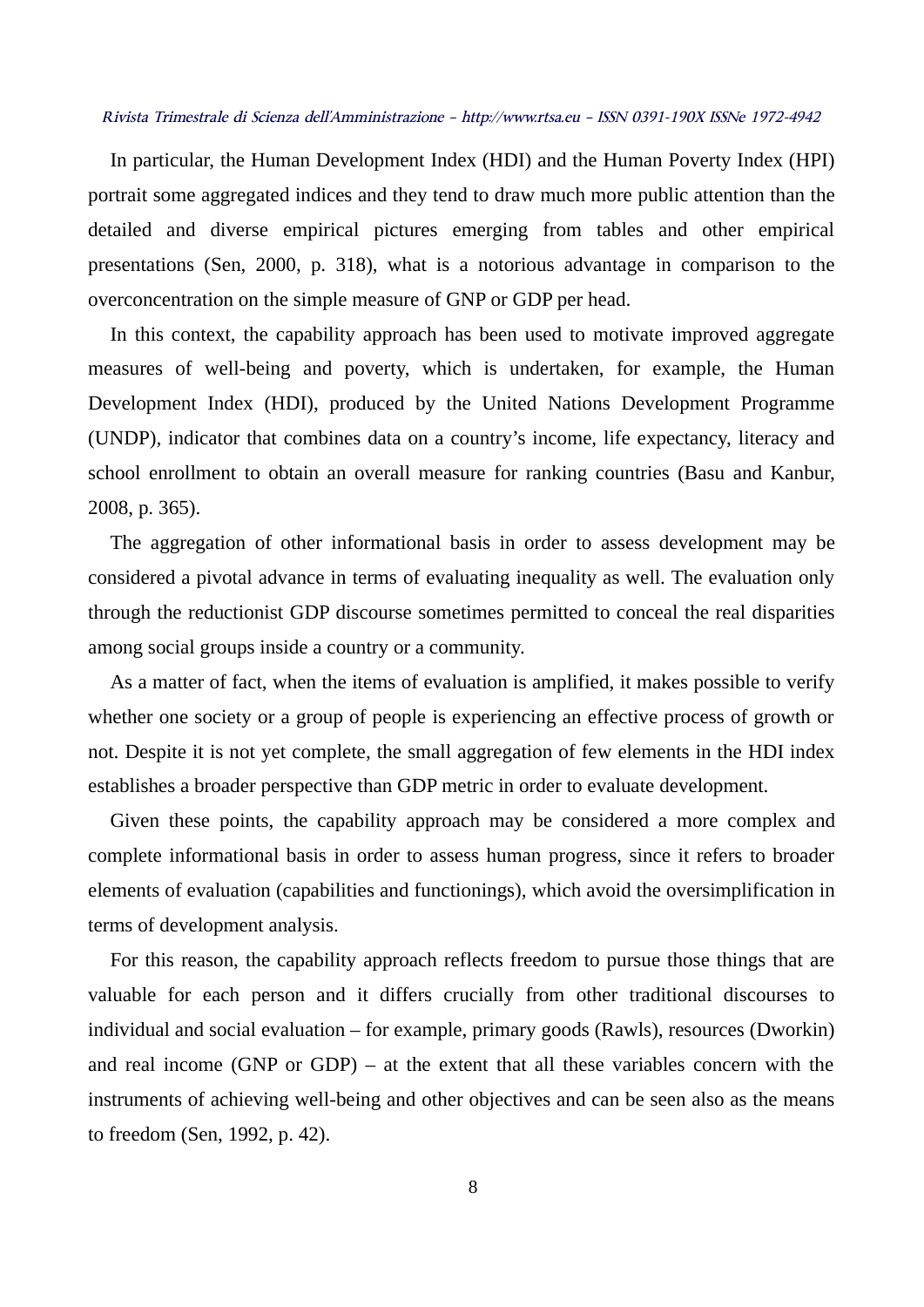In particular, the Human Development Index (HDI) and the Human Poverty Index (HPI) portrait some aggregated indices and they tend to draw much more public attention than the detailed and diverse empirical pictures emerging from tables and other empirical presentations (Sen, 2000, p. 318), what is a notorious advantage in comparison to the overconcentration on the simple measure of GNP or GDP per head.

In this context, the capability approach has been used to motivate improved aggregate measures of well-being and poverty, which is undertaken, for example, the Human Development Index (HDI), produced by the United Nations Development Programme (UNDP), indicator that combines data on a country's income, life expectancy, literacy and school enrollment to obtain an overall measure for ranking countries (Basu and Kanbur, 2008, p. 365).

The aggregation of other informational basis in order to assess development may be considered a pivotal advance in terms of evaluating inequality as well. The evaluation only through the reductionist GDP discourse sometimes permitted to conceal the real disparities among social groups inside a country or a community.

As a matter of fact, when the items of evaluation is amplified, it makes possible to verify whether one society or a group of people is experiencing an effective process of growth or not. Despite it is not yet complete, the small aggregation of few elements in the HDI index establishes a broader perspective than GDP metric in order to evaluate development.

Given these points, the capability approach may be considered a more complex and complete informational basis in order to assess human progress, since it refers to broader elements of evaluation (capabilities and functionings), which avoid the oversimplification in terms of development analysis.

For this reason, the capability approach reflects freedom to pursue those things that are valuable for each person and it differs crucially from other traditional discourses to individual and social evaluation – for example, primary goods (Rawls), resources (Dworkin) and real income (GNP or GDP) – at the extent that all these variables concern with the instruments of achieving well-being and other objectives and can be seen also as the means to freedom (Sen, 1992, p. 42).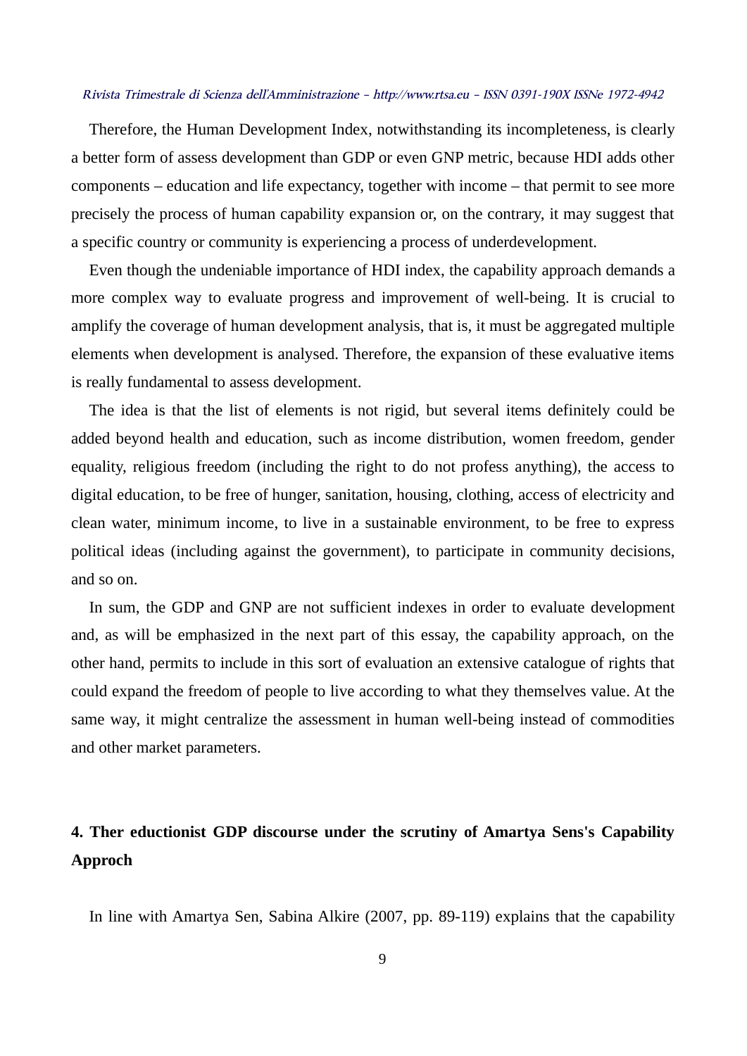Therefore, the Human Development Index, notwithstanding its incompleteness, is clearly a better form of assess development than GDP or even GNP metric, because HDI adds other components – education and life expectancy, together with income – that permit to see more precisely the process of human capability expansion or, on the contrary, it may suggest that a specific country or community is experiencing a process of underdevelopment.

Even though the undeniable importance of HDI index, the capability approach demands a more complex way to evaluate progress and improvement of well-being. It is crucial to amplify the coverage of human development analysis, that is, it must be aggregated multiple elements when development is analysed. Therefore, the expansion of these evaluative items is really fundamental to assess development.

The idea is that the list of elements is not rigid, but several items definitely could be added beyond health and education, such as income distribution, women freedom, gender equality, religious freedom (including the right to do not profess anything), the access to digital education, to be free of hunger, sanitation, housing, clothing, access of electricity and clean water, minimum income, to live in a sustainable environment, to be free to express political ideas (including against the government), to participate in community decisions, and so on.

In sum, the GDP and GNP are not sufficient indexes in order to evaluate development and, as will be emphasized in the next part of this essay, the capability approach, on the other hand, permits to include in this sort of evaluation an extensive catalogue of rights that could expand the freedom of people to live according to what they themselves value. At the same way, it might centralize the assessment in human well-being instead of commodities and other market parameters.

## 4. Ther eductionist GDP discourse under the scrutiny of Amartya Sens's Capability Approch

In line with Amartya Sen, Sabina Alkire (2007, pp. 89-119) explains that the capability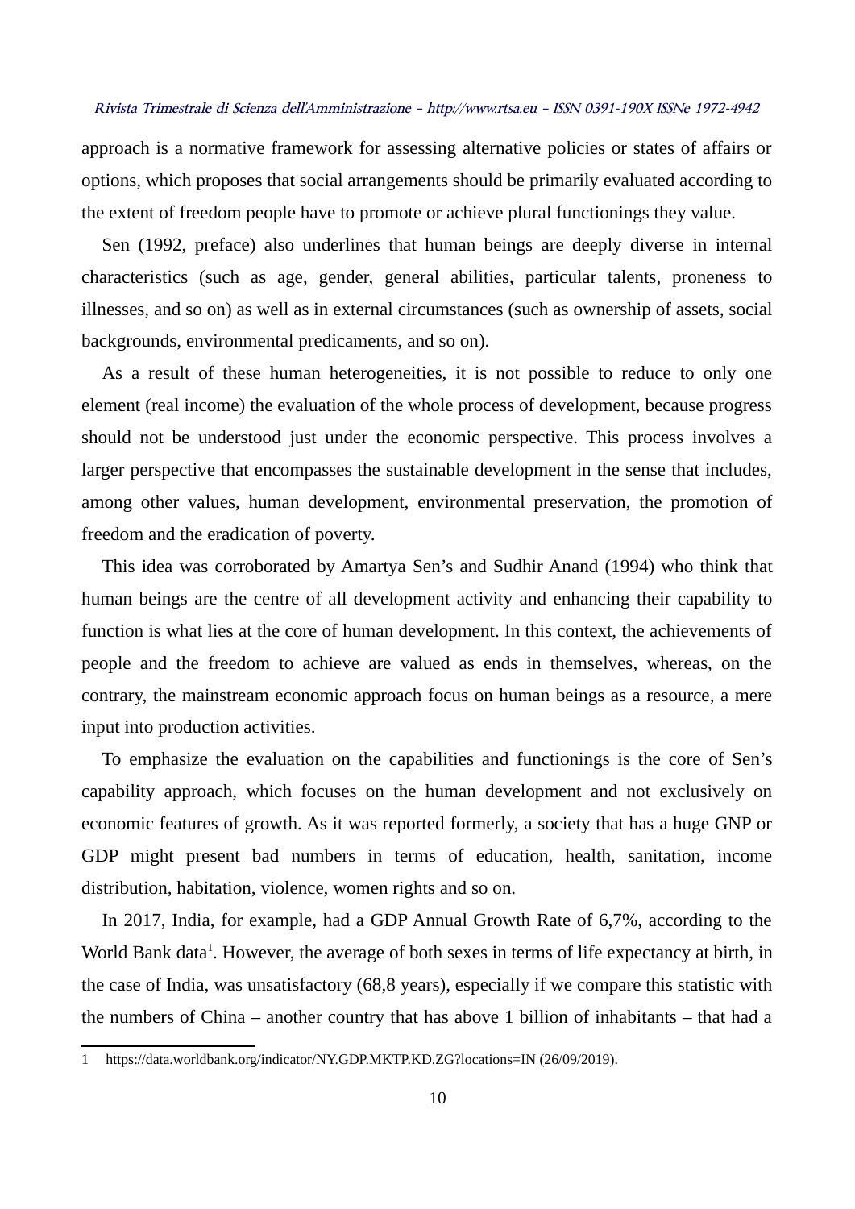approach is a normative framework for assessing alternative policies or states of affairs or options, which proposes that social arrangements should be primarily evaluated according to the extent of freedom people have to promote or achieve plural functionings they value.

Sen (1992, preface) also underlines that human beings are deeply diverse in internal characteristics (such as age, gender, general abilities, particular talents, proneness to illnesses, and so on) as well as in external circumstances (such as ownership of assets, social backgrounds, environmental predicaments, and so on).

As a result of these human heterogeneities, it is not possible to reduce to only one element (real income) the evaluation of the whole process of development, because progress should not be understood just under the economic perspective. This process involves a larger perspective that encompasses the sustainable development in the sense that includes, among other values, human development, environmental preservation, the promotion of freedom and the eradication of poverty.

This idea was corroborated by Amartya Sen's and Sudhir Anand (1994) who think that human beings are the centre of all development activity and enhancing their capability to function is what lies at the core of human development. In this context, the achievements of people and the freedom to achieve are valued as ends in themselves, whereas, on the contrary, the mainstream economic approach focus on human beings as a resource, a mere input into production activities.

To emphasize the evaluation on the capabilities and functionings is the core of Sen's capability approach, which focuses on the human development and not exclusively on economic features of growth. As it was reported formerly, a society that has a huge GNP or GDP might present bad numbers in terms of education, health, sanitation, income distribution, habitation, violence, women rights and so on.

In 2017, India, for example, had a GDP Annual Growth Rate of 6,7%, according to the World Bank data[1]. However, the average of both sexes in terms of life expectancy at birth, in the case of India, was unsatisfactory (68,8 years), especially if we compare this statistic with the numbers of China – another country that has above 1 billion of inhabitants – that had a

1 https://data.worldbank.org/indicator/NY.GDP.MKTP.KD.ZG?locations=IN (26/09/2019).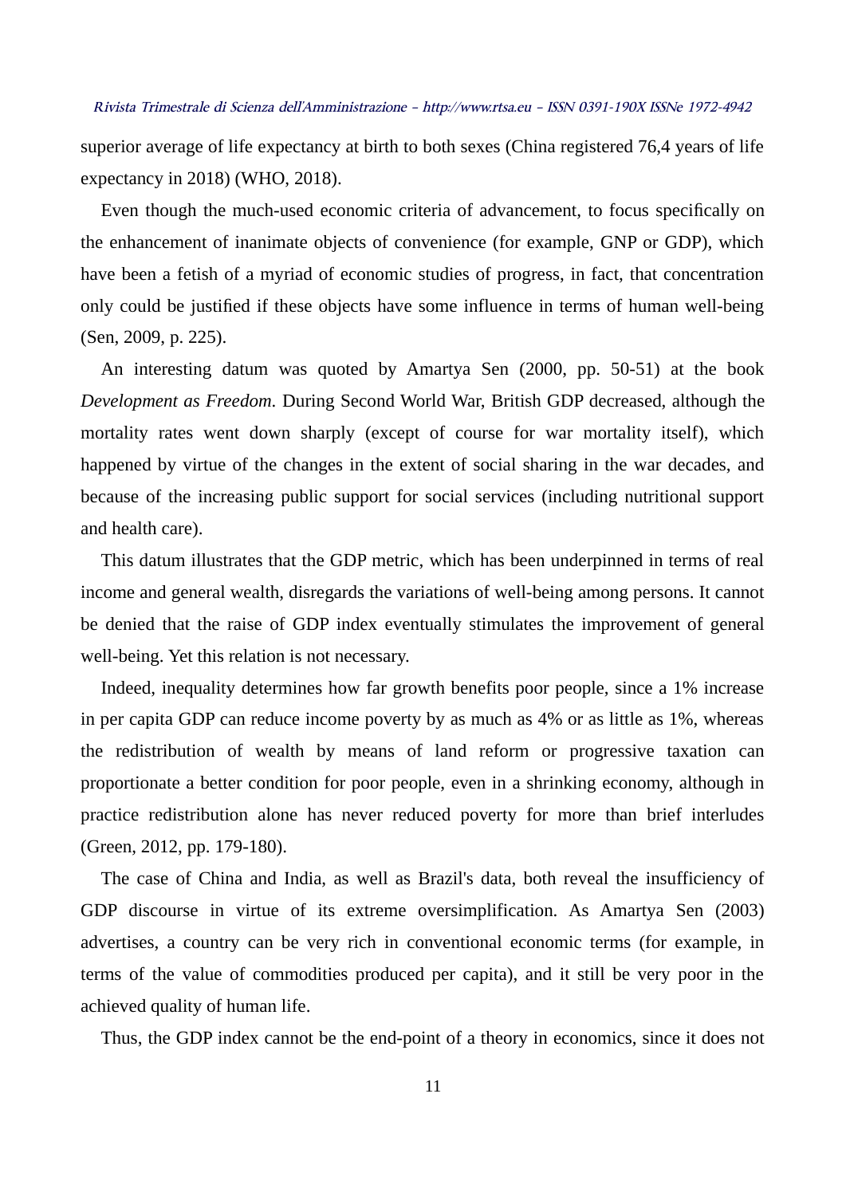superior average of life expectancy at birth to both sexes (China registered 76,4 years of life expectancy in 2018) (WHO, 2018).

Even though the much-used economic criteria of advancement, to focus specifically on the enhancement of inanimate objects of convenience (for example, GNP or GDP), which have been a fetish of a myriad of economic studies of progress, in fact, that concentration only could be justified if these objects have some influence in terms of human well-being (Sen, 2009, p. 225).

An interesting datum was quoted by Amartya Sen (2000, pp. 50-51) at the book *Development as Freedom*. During Second World War, British GDP decreased, although the mortality rates went down sharply (except of course for war mortality itself), which happened by virtue of the changes in the extent of social sharing in the war decades, and because of the increasing public support for social services (including nutritional support and health care).

This datum illustrates that the GDP metric, which has been underpinned in terms of real income and general wealth, disregards the variations of well-being among persons. It cannot be denied that the raise of GDP index eventually stimulates the improvement of general well-being. Yet this relation is not necessary.

Indeed, inequality determines how far growth benefits poor people, since a 1% increase in per capita GDP can reduce income poverty by as much as 4% or as little as 1%, whereas the redistribution of wealth by means of land reform or progressive taxation can proportionate a better condition for poor people, even in a shrinking economy, although in practice redistribution alone has never reduced poverty for more than brief interludes (Green, 2012, pp. 179-180).

The case of China and India, as well as Brazil's data, both reveal the insufficiency of GDP discourse in virtue of its extreme oversimplification. As Amartya Sen (2003) advertises, a country can be very rich in conventional economic terms (for example, in terms of the value of commodities produced per capita), and it still be very poor in the achieved quality of human life.

Thus, the GDP index cannot be the end-point of a theory in economics, since it does not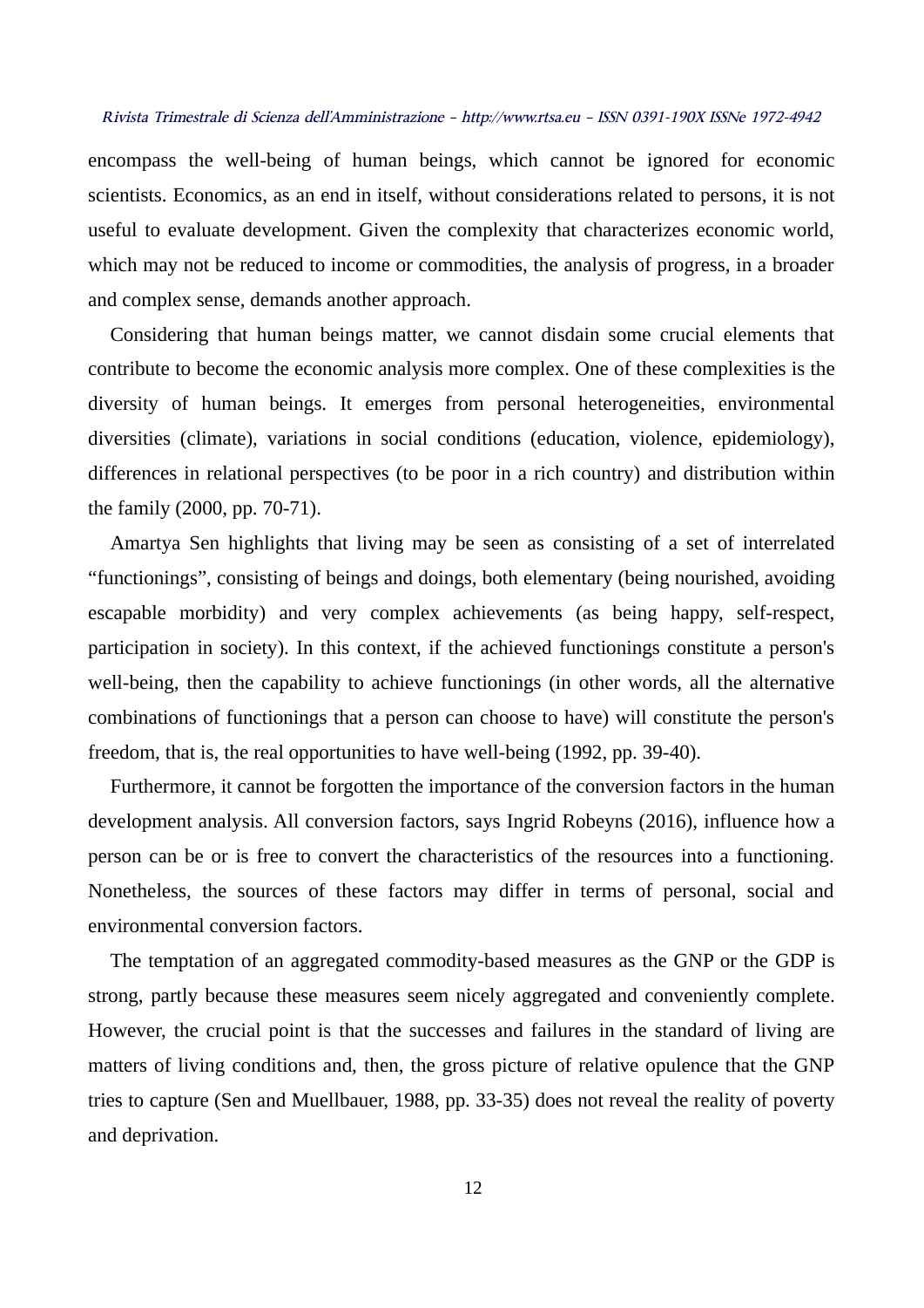encompass the well-being of human beings, which cannot be ignored for economic scientists. Economics, as an end in itself, without considerations related to persons, it is not useful to evaluate development. Given the complexity that characterizes economic world, which may not be reduced to income or commodities, the analysis of progress, in a broader and complex sense, demands another approach.

Considering that human beings matter, we cannot disdain some crucial elements that contribute to become the economic analysis more complex. One of these complexities is the diversity of human beings. It emerges from personal heterogeneities, environmental diversities (climate), variations in social conditions (education, violence, epidemiology), differences in relational perspectives (to be poor in a rich country) and distribution within the family (2000, pp. 70-71).

Amartya Sen highlights that living may be seen as consisting of a set of interrelated “functionings”, consisting of beings and doings, both elementary (being nourished, avoiding escapable morbidity) and very complex achievements (as being happy, self-respect, participation in society). In this context, if the achieved functionings constitute a person's well-being, then the capability to achieve functionings (in other words, all the alternative combinations of functionings that a person can choose to have) will constitute the person's freedom, that is, the real opportunities to have well-being (1992, pp. 39-40).

Furthermore, it cannot be forgotten the importance of the conversion factors in the human development analysis. All conversion factors, says Ingrid Robeyns (2016), influence how a person can be or is free to convert the characteristics of the resources into a functioning. Nonetheless, the sources of these factors may differ in terms of personal, social and environmental conversion factors.

The temptation of an aggregated commodity-based measures as the GNP or the GDP is strong, partly because these measures seem nicely aggregated and conveniently complete. However, the crucial point is that the successes and failures in the standard of living are matters of living conditions and, then, the gross picture of relative opulence that the GNP tries to capture (Sen and Muellbauer, 1988, pp. 33-35) does not reveal the reality of poverty and deprivation.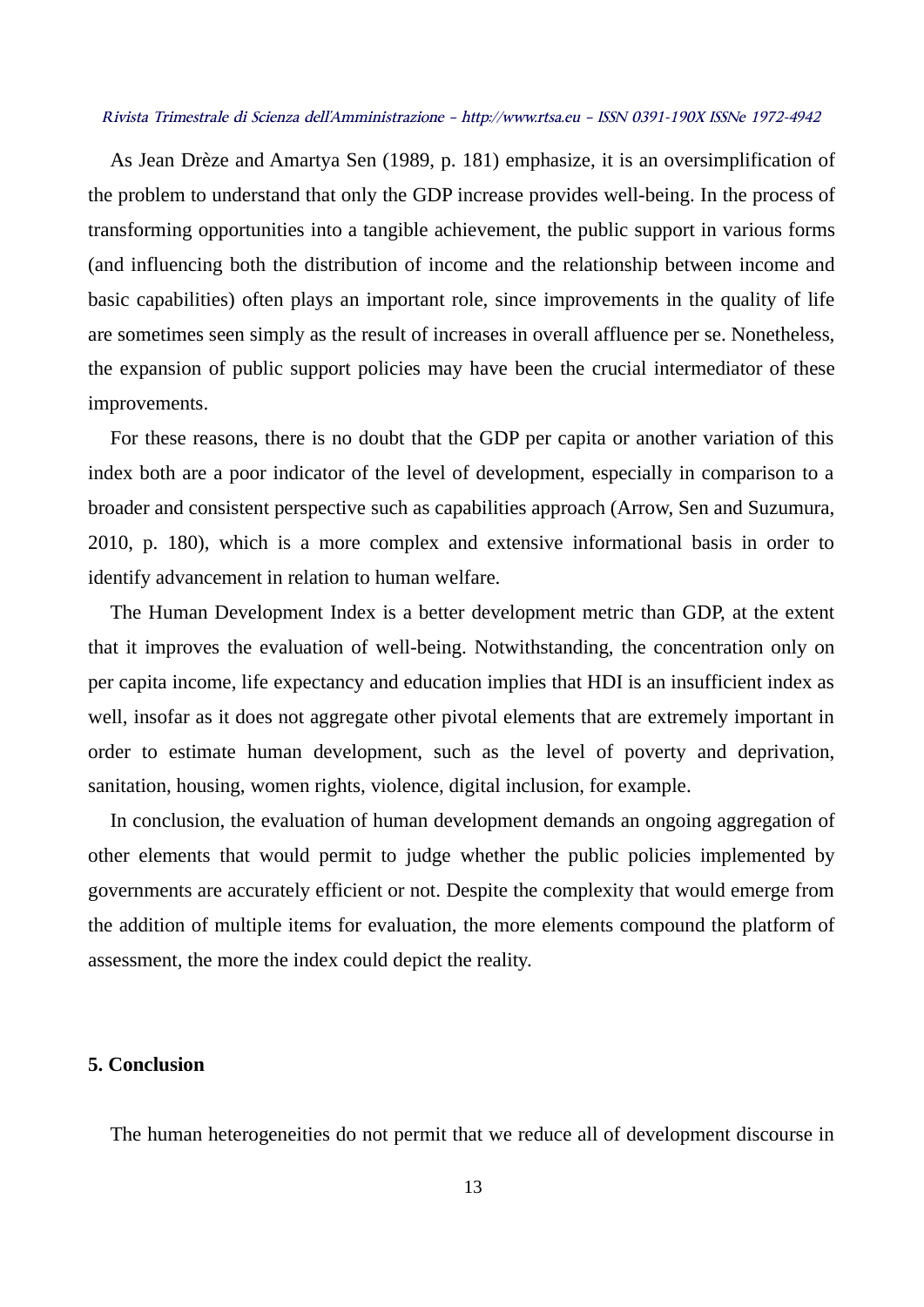As Jean Drèze and Amartya Sen (1989, p. 181) emphasize, it is an oversimplification of the problem to understand that only the GDP increase provides well-being. In the process of transforming opportunities into a tangible achievement, the public support in various forms (and influencing both the distribution of income and the relationship between income and basic capabilities) often plays an important role, since improvements in the quality of life are sometimes seen simply as the result of increases in overall affluence per se. Nonetheless, the expansion of public support policies may have been the crucial intermediator of these improvements.

For these reasons, there is no doubt that the GDP per capita or another variation of this index both are a poor indicator of the level of development, especially in comparison to a broader and consistent perspective such as capabilities approach (Arrow, Sen and Suzumura, 2010, p. 180), which is a more complex and extensive informational basis in order to identify advancement in relation to human welfare.

The Human Development Index is a better development metric than GDP, at the extent that it improves the evaluation of well-being. Notwithstanding, the concentration only on per capita income, life expectancy and education implies that HDI is an insufficient index as well, insofar as it does not aggregate other pivotal elements that are extremely important in order to estimate human development, such as the level of poverty and deprivation, sanitation, housing, women rights, violence, digital inclusion, for example.

In conclusion, the evaluation of human development demands an ongoing aggregation of other elements that would permit to judge whether the public policies implemented by governments are accurately efficient or not. Despite the complexity that would emerge from the addition of multiple items for evaluation, the more elements compound the platform of assessment, the more the index could depict the reality.

## 5. Conclusion

The human heterogeneities do not permit that we reduce all of development discourse in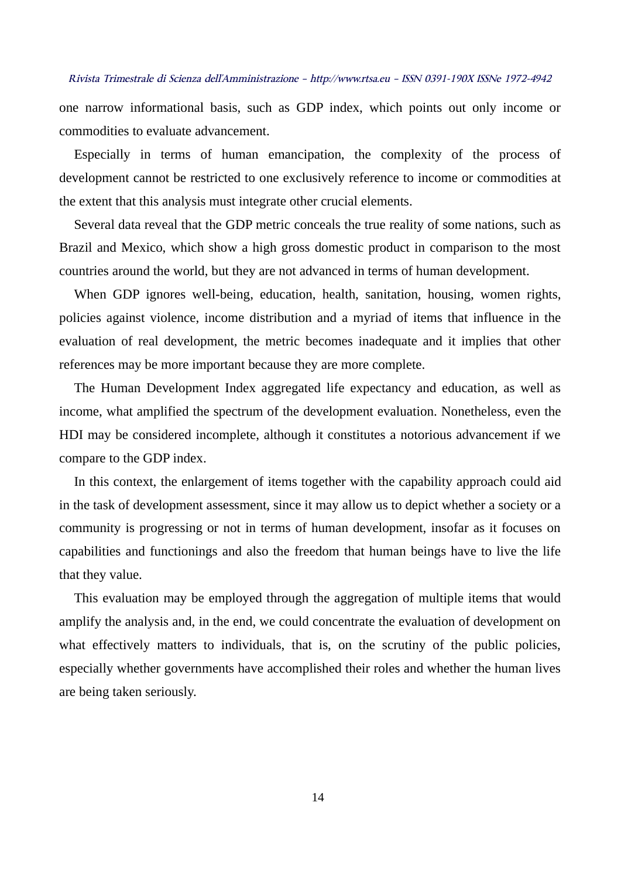one narrow informational basis, such as GDP index, which points out only income or commodities to evaluate advancement.

Especially in terms of human emancipation, the complexity of the process of development cannot be restricted to one exclusively reference to income or commodities at the extent that this analysis must integrate other crucial elements.

Several data reveal that the GDP metric conceals the true reality of some nations, such as Brazil and Mexico, which show a high gross domestic product in comparison to the most countries around the world, but they are not advanced in terms of human development.

When GDP ignores well-being, education, health, sanitation, housing, women rights, policies against violence, income distribution and a myriad of items that influence in the evaluation of real development, the metric becomes inadequate and it implies that other references may be more important because they are more complete.

The Human Development Index aggregated life expectancy and education, as well as income, what amplified the spectrum of the development evaluation. Nonetheless, even the HDI may be considered incomplete, although it constitutes a notorious advancement if we compare to the GDP index.

In this context, the enlargement of items together with the capability approach could aid in the task of development assessment, since it may allow us to depict whether a society or a community is progressing or not in terms of human development, insofar as it focuses on capabilities and functionings and also the freedom that human beings have to live the life that they value.

This evaluation may be employed through the aggregation of multiple items that would amplify the analysis and, in the end, we could concentrate the evaluation of development on what effectively matters to individuals, that is, on the scrutiny of the public policies, especially whether governments have accomplished their roles and whether the human lives are being taken seriously.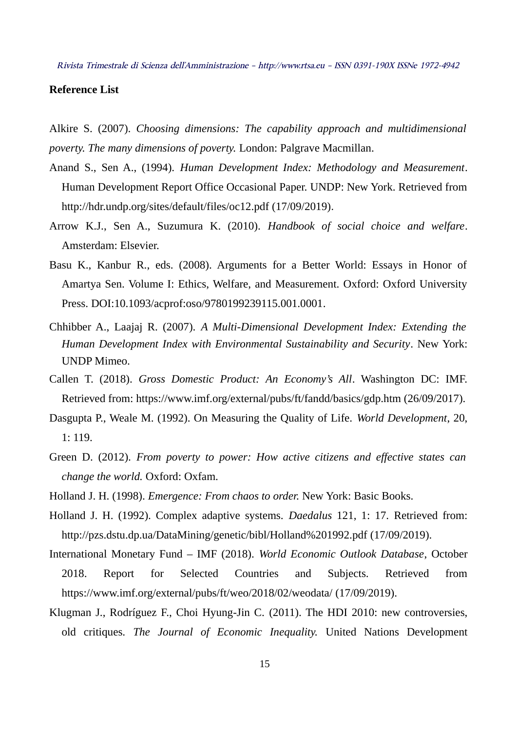**Reference List**

Alkire S. (2007). *Choosing dimensions: The capability approach and multidimensional poverty. The many dimensions of poverty.* London: Palgrave Macmillan.

Anand S., Sen A., (1994). *Human Development Index: Methodology and Measurement*. Human Development Report Office Occasional Paper. UNDP: New York. Retrieved from http://hdr.undp.org/sites/default/files/oc12.pdf (17/09/2019).

Arrow K.J., Sen A., Suzumura K. (2010). *Handbook of social choice and welfare*. Amsterdam: Elsevier.

Basu K., Kanbur R., eds. (2008). Arguments for a Better World: Essays in Honor of Amartya Sen. Volume I: Ethics, Welfare, and Measurement. Oxford: Oxford University Press. DOI:10.1093/acprof:oso/9780199239115.001.0001.

Chhibber A., Laajaj R. (2007). *A Multi-Dimensional Development Index: Extending the Human Development Index with Environmental Sustainability and Security*. New York: UNDP Mimeo.

Callen T. (2018). *Gross Domestic Product: An Economy's All*. Washington DC: IMF. Retrieved from: https://www.imf.org/external/pubs/ft/fandd/basics/gdp.htm (26/09/2017).

Dasgupta P., Weale M. (1992). On Measuring the Quality of Life. *World Development*, 20, 1: 119.

Green D. (2012). *From poverty to power: How active citizens and effective states can change the world.* Oxford: Oxfam.

Holland J. H. (1998). *Emergence: From chaos to order.* New York: Basic Books.

Holland J. H. (1992). Complex adaptive systems. *Daedalus* 121, 1: 17. Retrieved from: http://pzs.dstu.dp.ua/DataMining/genetic/bibl/Holland%201992.pdf (17/09/2019).

International Monetary Fund – IMF (2018). *World Economic Outlook Database*, October 2018. Report for Selected Countries and Subjects. Retrieved from https://www.imf.org/external/pubs/ft/weo/2018/02/weodata/ (17/09/2019).

Klugman J., Rodríguez F., Choi Hyung-Jin C. (2011). The HDI 2010: new controversies, old critiques. *The Journal of Economic Inequality.* United Nations Development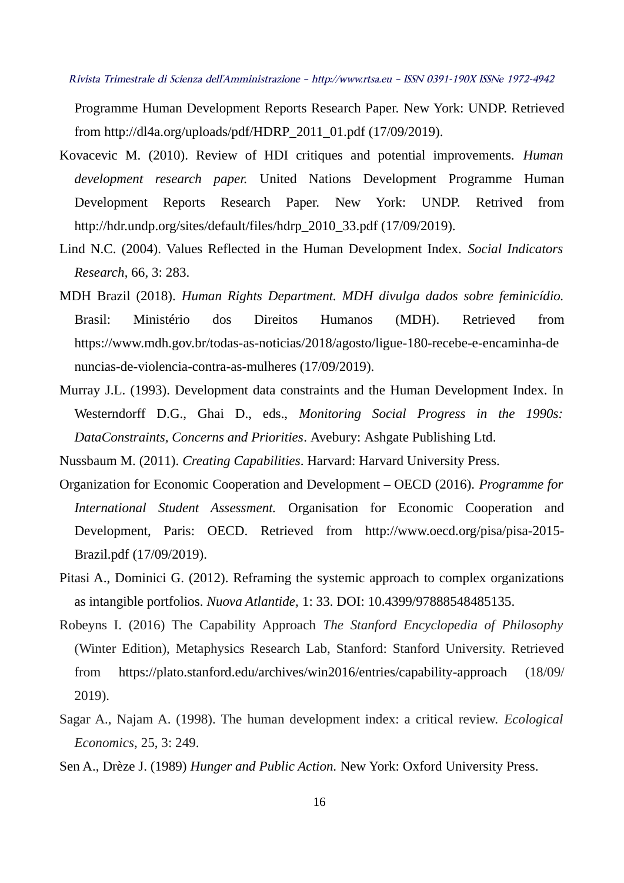Programme Human Development Reports Research Paper. New York: UNDP. Retrieved from http://dl4a.org/uploads/pdf/HDRP_2011_01.pdf (17/09/2019).

Kovacevic M. (2010). Review of HDI critiques and potential improvements. *Human development research paper.* United Nations Development Programme Human Development Reports Research Paper. New York: UNDP. Retrived from http://hdr.undp.org/sites/default/files/hdrp_2010_33.pdf (17/09/2019).

Lind N.C. (2004). Values Reflected in the Human Development Index. *Social Indicators Research*, 66, 3: 283.

MDH Brazil (2018). *Human Rights Department. MDH divulga dados sobre feminicídio.* Brasil: Ministério dos Direitos Humanos (MDH). Retrieved from https://www.mdh.gov.br/todas-as-noticias/2018/agosto/ligue-180-recebe-e-encaminha-denuncias-de-violencia-contra-as-mulheres (17/09/2019).

Murray J.L. (1993). Development data constraints and the Human Development Index. In Westerndorff D.G., Ghai D., eds., *Monitoring Social Progress in the 1990s: DataConstraints, Concerns and Priorities*. Avebury: Ashgate Publishing Ltd.

Nussbaum M. (2011). *Creating Capabilities*. Harvard: Harvard University Press.

Organization for Economic Cooperation and Development – OECD (2016). *Programme for International Student Assessment.* Organisation for Economic Cooperation and Development, Paris: OECD. Retrieved from http://www.oecd.org/pisa/pisa-2015-Brazil.pdf (17/09/2019).

Pitasi A., Dominici G. (2012). Reframing the systemic approach to complex organizations as intangible portfolios. *Nuova Atlantide,* 1: 33. DOI: 10.4399/97888548485135.

Robeyns I. (2016) The Capability Approach *The Stanford Encyclopedia of Philosophy* (Winter Edition), Metaphysics Research Lab, Stanford: Stanford University. Retrieved from https://plato.stanford.edu/archives/win2016/entries/capability-approach (18/09/2019).

Sagar A., Najam A. (1998). The human development index: a critical review. *Ecological Economics*, 25, 3: 249.

Sen A., Drèze J. (1989) *Hunger and Public Action.* New York: Oxford University Press.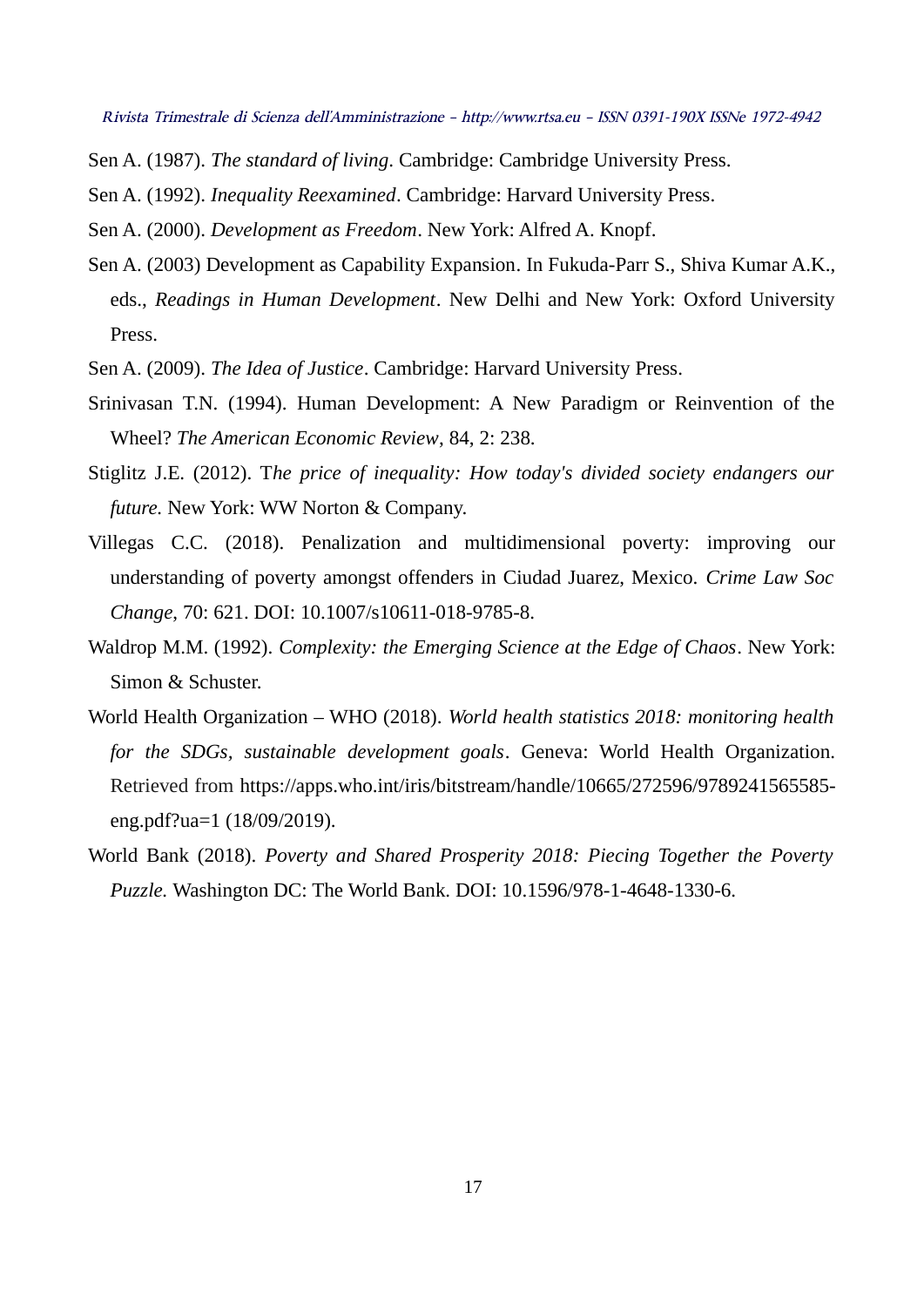Sen A. (1987). *The standard of living*. Cambridge: Cambridge University Press.

Sen A. (1992). *Inequality Reexamined*. Cambridge: Harvard University Press.

Sen A. (2000). *Development as Freedom*. New York: Alfred A. Knopf.

Sen A. (2003) Development as Capability Expansion. In Fukuda-Parr S., Shiva Kumar A.K., eds., *Readings in Human Development*. New Delhi and New York: Oxford University Press.

Sen A. (2009). *The Idea of Justice*. Cambridge: Harvard University Press.

Srinivasan T.N. (1994). Human Development: A New Paradigm or Reinvention of the Wheel? *The American Economic Review*, 84, 2: 238.

Stiglitz J.E. (2012). T*he price of inequality: How today's divided society endangers our future.* New York: WW Norton & Company.

Villegas C.C. (2018). Penalization and multidimensional poverty: improving our understanding of poverty amongst offenders in Ciudad Juarez, Mexico. *Crime Law Soc Change*, 70: 621. DOI: 10.1007/s10611-018-9785-8.

Waldrop M.M. (1992). *Complexity: the Emerging Science at the Edge of Chaos*. New York: Simon & Schuster.

World Health Organization – WHO (2018). *World health statistics 2018: monitoring health for the SDGs, sustainable development goals*. Geneva: World Health Organization. Retrieved from https://apps.who.int/iris/bitstream/handle/10665/272596/9789241565585-eng.pdf?ua=1 (18/09/2019).

World Bank (2018). *Poverty and Shared Prosperity 2018: Piecing Together the Poverty Puzzle.* Washington DC: The World Bank. DOI: 10.1596/978-1-4648-1330-6.